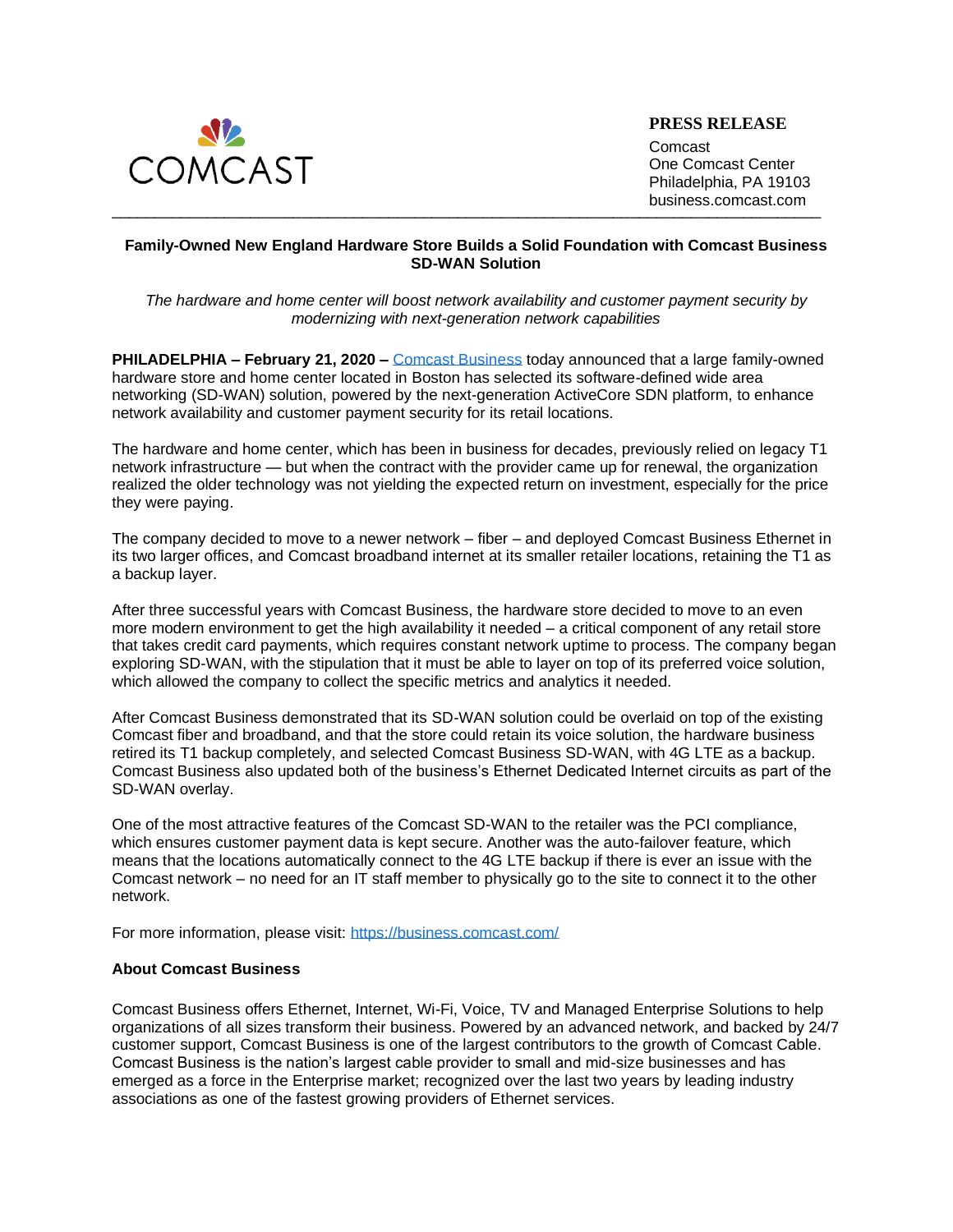COMCAST

**PRESS RELEASE**

Comcast
One Comcast Center
Philadelphia, PA 19103
business.comcast.com

# Family-Owned New England Hardware Store Builds a Solid Foundation with Comcast Business SD-WAN Solution

*The hardware and home center will boost network availability and customer payment security by modernizing with next-generation network capabilities*

**PHILADELPHIA – February 21, 2020 –** Comcast Business today announced that a large family-owned hardware store and home center located in Boston has selected its software-defined wide area networking (SD-WAN) solution, powered by the next-generation ActiveCore SDN platform, to enhance network availability and customer payment security for its retail locations.

The hardware and home center, which has been in business for decades, previously relied on legacy T1 network infrastructure — but when the contract with the provider came up for renewal, the organization realized the older technology was not yielding the expected return on investment, especially for the price they were paying.

The company decided to move to a newer network – fiber – and deployed Comcast Business Ethernet in its two larger offices, and Comcast broadband internet at its smaller retailer locations, retaining the T1 as a backup layer.

After three successful years with Comcast Business, the hardware store decided to move to an even more modern environment to get the high availability it needed – a critical component of any retail store that takes credit card payments, which requires constant network uptime to process. The company began exploring SD-WAN, with the stipulation that it must be able to layer on top of its preferred voice solution, which allowed the company to collect the specific metrics and analytics it needed.

After Comcast Business demonstrated that its SD-WAN solution could be overlaid on top of the existing Comcast fiber and broadband, and that the store could retain its voice solution, the hardware business retired its T1 backup completely, and selected Comcast Business SD-WAN, with 4G LTE as a backup. Comcast Business also updated both of the business's Ethernet Dedicated Internet circuits as part of the SD-WAN overlay.

One of the most attractive features of the Comcast SD-WAN to the retailer was the PCI compliance, which ensures customer payment data is kept secure. Another was the auto-failover feature, which means that the locations automatically connect to the 4G LTE backup if there is ever an issue with the Comcast network – no need for an IT staff member to physically go to the site to connect it to the other network.

For more information, please visit: https://business.comcast.com/

**About Comcast Business**

Comcast Business offers Ethernet, Internet, Wi-Fi, Voice, TV and Managed Enterprise Solutions to help organizations of all sizes transform their business. Powered by an advanced network, and backed by 24/7 customer support, Comcast Business is one of the largest contributors to the growth of Comcast Cable. Comcast Business is the nation's largest cable provider to small and mid-size businesses and has emerged as a force in the Enterprise market; recognized over the last two years by leading industry associations as one of the fastest growing providers of Ethernet services.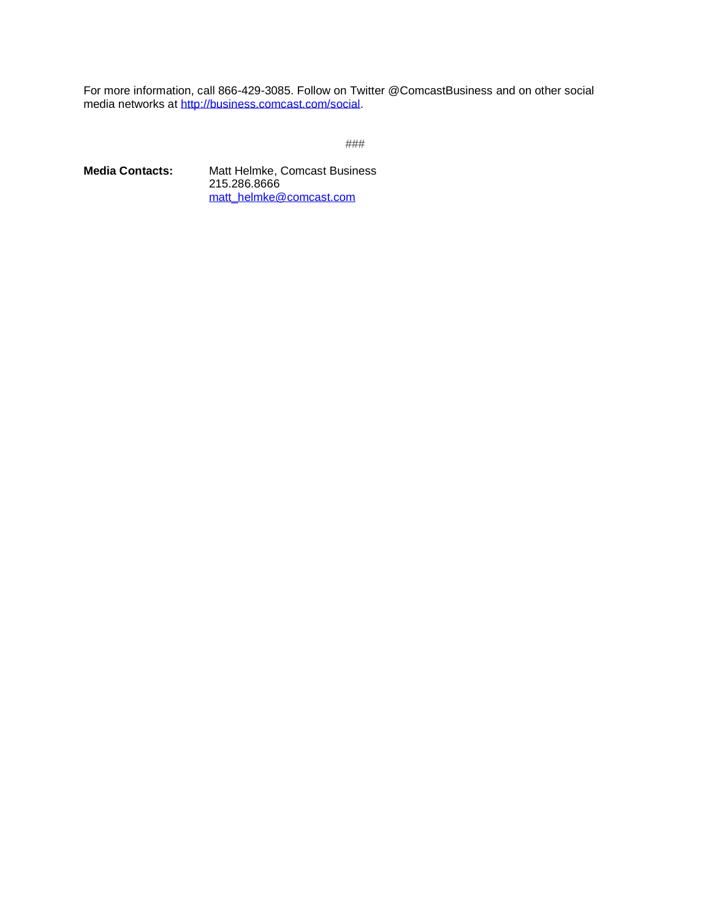For more information, call 866-429-3085. Follow on Twitter @ComcastBusiness and on other social media networks at http://business.comcast.com/social.

###

**Media Contacts:** Matt Helmke, Comcast Business
215.286.8666
matt_helmke@comcast.com